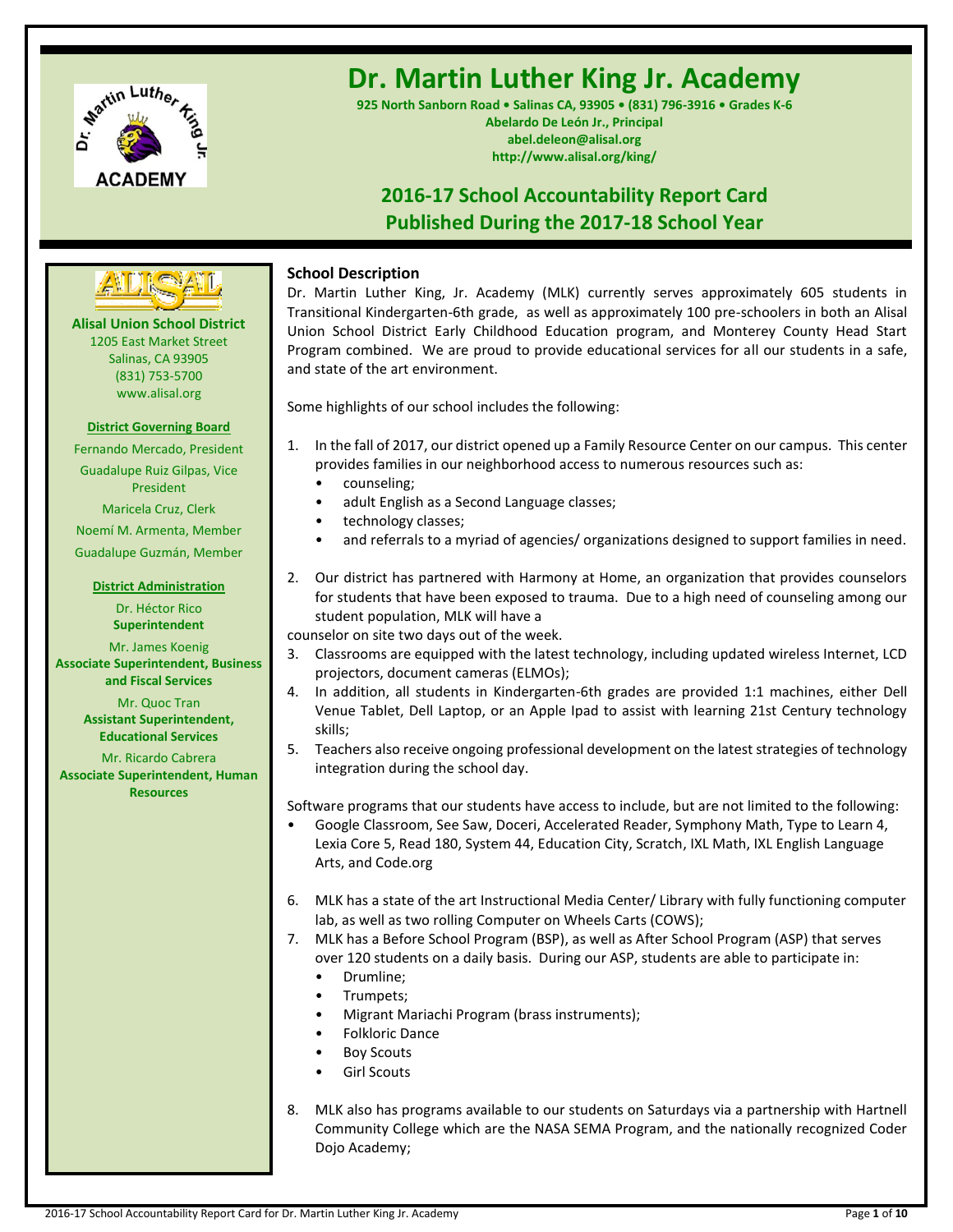# Dr. Martin Luther King Jr. Academy

**925 North Sanborn Road • Salinas CA, 93905 • (831) 796-3916 • Grades K-6**
**Abelardo De León Jr., Principal**
**abel.deleon@alisal.org**
**http://www.alisal.org/king/**

## 2016-17 School Accountability Report Card
## Published During the 2017-18 School Year

**Alisal Union School District**
1205 East Market Street
Salinas, CA 93905
(831) 753-5700
www.alisal.org

**District Governing Board**

Fernando Mercado, President
Guadalupe Ruiz Gilpas, Vice President
Maricela Cruz, Clerk
Noemí M. Armenta, Member
Guadalupe Guzmán, Member

**District Administration**

Dr. Héctor Rico
**Superintendent**

Mr. James Koenig
**Associate Superintendent, Business and Fiscal Services**

Mr. Quoc Tran
**Assistant Superintendent, Educational Services**

Mr. Ricardo Cabrera
**Associate Superintendent, Human Resources**

### School Description

Dr. Martin Luther King, Jr. Academy (MLK) currently serves approximately 605 students in Transitional Kindergarten-6th grade, as well as approximately 100 pre-schoolers in both an Alisal Union School District Early Childhood Education program, and Monterey County Head Start Program combined. We are proud to provide educational services for all our students in a safe, and state of the art environment.

Some highlights of our school includes the following:

1. In the fall of 2017, our district opened up a Family Resource Center on our campus. This center provides families in our neighborhood access to numerous resources such as:
   - counseling;
   - adult English as a Second Language classes;
   - technology classes;
   - and referrals to a myriad of agencies/ organizations designed to support families in need.

2. Our district has partnered with Harmony at Home, an organization that provides counselors for students that have been exposed to trauma. Due to a high need of counseling among our student population, MLK will have a counselor on site two days out of the week.
3. Classrooms are equipped with the latest technology, including updated wireless Internet, LCD projectors, document cameras (ELMOs);
4. In addition, all students in Kindergarten-6th grades are provided 1:1 machines, either Dell Venue Tablet, Dell Laptop, or an Apple Ipad to assist with learning 21st Century technology skills;
5. Teachers also receive ongoing professional development on the latest strategies of technology integration during the school day.

Software programs that our students have access to include, but are not limited to the following:

- Google Classroom, See Saw, Doceri, Accelerated Reader, Symphony Math, Type to Learn 4, Lexia Core 5, Read 180, System 44, Education City, Scratch, IXL Math, IXL English Language Arts, and Code.org

6. MLK has a state of the art Instructional Media Center/ Library with fully functioning computer lab, as well as two rolling Computer on Wheels Carts (COWS);
7. MLK has a Before School Program (BSP), as well as After School Program (ASP) that serves over 120 students on a daily basis. During our ASP, students are able to participate in:
   - Drumline;
   - Trumpets;
   - Migrant Mariachi Program (brass instruments);
   - Folkloric Dance
   - Boy Scouts
   - Girl Scouts

8. MLK also has programs available to our students on Saturdays via a partnership with Hartnell Community College which are the NASA SEMA Program, and the nationally recognized Coder Dojo Academy;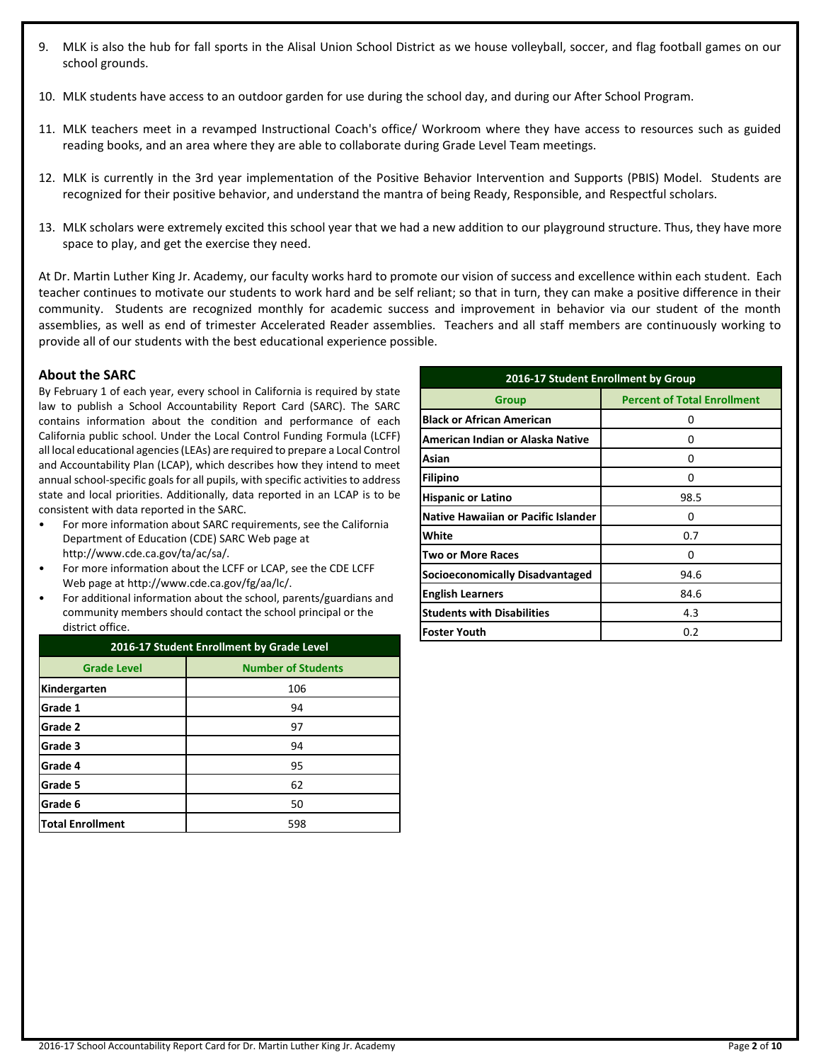9. MLK is also the hub for fall sports in the Alisal Union School District as we house volleyball, soccer, and flag football games on our school grounds.

10. MLK students have access to an outdoor garden for use during the school day, and during our After School Program.

11. MLK teachers meet in a revamped Instructional Coach's office/ Workroom where they have access to resources such as guided reading books, and an area where they are able to collaborate during Grade Level Team meetings.

12. MLK is currently in the 3rd year implementation of the Positive Behavior Intervention and Supports (PBIS) Model. Students are recognized for their positive behavior, and understand the mantra of being Ready, Responsible, and Respectful scholars.

13. MLK scholars were extremely excited this school year that we had a new addition to our playground structure. Thus, they have more space to play, and get the exercise they need.

At Dr. Martin Luther King Jr. Academy, our faculty works hard to promote our vision of success and excellence within each student. Each teacher continues to motivate our students to work hard and be self reliant; so that in turn, they can make a positive difference in their community. Students are recognized monthly for academic success and improvement in behavior via our student of the month assemblies, as well as end of trimester Accelerated Reader assemblies. Teachers and all staff members are continuously working to provide all of our students with the best educational experience possible.

## About the SARC

By February 1 of each year, every school in California is required by state law to publish a School Accountability Report Card (SARC). The SARC contains information about the condition and performance of each California public school. Under the Local Control Funding Formula (LCFF) all local educational agencies (LEAs) are required to prepare a Local Control and Accountability Plan (LCAP), which describes how they intend to meet annual school-specific goals for all pupils, with specific activities to address state and local priorities. Additionally, data reported in an LCAP is to be consistent with data reported in the SARC.

- For more information about SARC requirements, see the California Department of Education (CDE) SARC Web page at http://www.cde.ca.gov/ta/ac/sa/.
- For more information about the LCFF or LCAP, see the CDE LCFF Web page at http://www.cde.ca.gov/fg/aa/lc/.
- For additional information about the school, parents/guardians and community members should contact the school principal or the district office.

**2016-17 Student Enrollment by Grade Level**

| Grade Level | Number of Students |
|---|---|
| Kindergarten | 106 |
| Grade 1 | 94 |
| Grade 2 | 97 |
| Grade 3 | 94 |
| Grade 4 | 95 |
| Grade 5 | 62 |
| Grade 6 | 50 |
| Total Enrollment | 598 |

**2016-17 Student Enrollment by Group**

| Group | Percent of Total Enrollment |
|---|---|
| Black or African American | 0 |
| American Indian or Alaska Native | 0 |
| Asian | 0 |
| Filipino | 0 |
| Hispanic or Latino | 98.5 |
| Native Hawaiian or Pacific Islander | 0 |
| White | 0.7 |
| Two or More Races | 0 |
| Socioeconomically Disadvantaged | 94.6 |
| English Learners | 84.6 |
| Students with Disabilities | 4.3 |
| Foster Youth | 0.2 |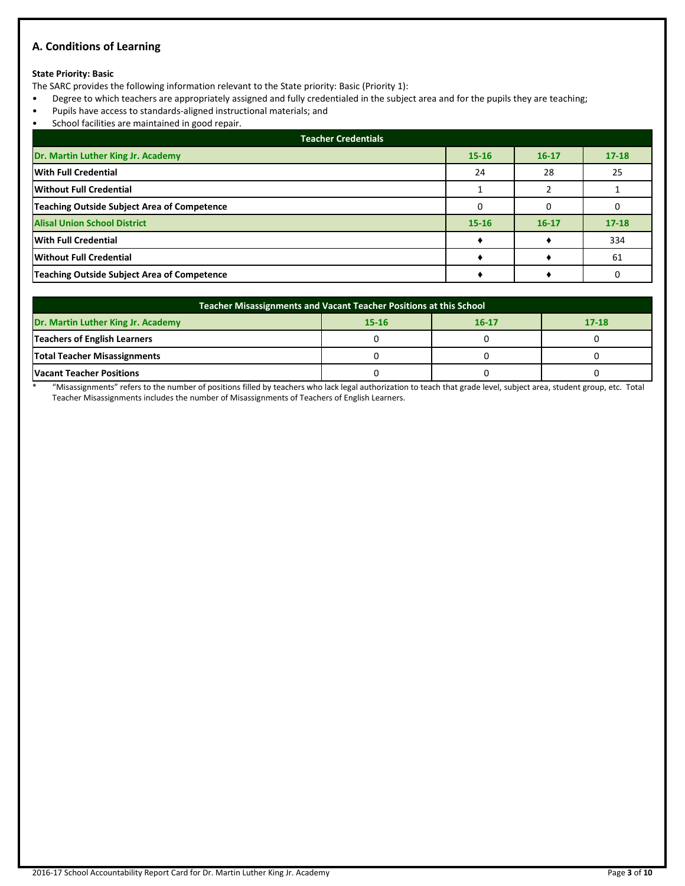## A. Conditions of Learning

**State Priority: Basic**

The SARC provides the following information relevant to the State priority: Basic (Priority 1):

- Degree to which teachers are appropriately assigned and fully credentialed in the subject area and for the pupils they are teaching;
- Pupils have access to standards-aligned instructional materials; and
- School facilities are maintained in good repair.

| Teacher Credentials | | | |
|---|---|---|---|
| **Dr. Martin Luther King Jr. Academy** | **15-16** | **16-17** | **17-18** |
| **With Full Credential** | 24 | 28 | 25 |
| **Without Full Credential** | 1 | 2 | 1 |
| **Teaching Outside Subject Area of Competence** | 0 | 0 | 0 |
| **Alisal Union School District** | **15-16** | **16-17** | **17-18** |
| **With Full Credential** | ♦ | ♦ | 334 |
| **Without Full Credential** | ♦ | ♦ | 61 |
| **Teaching Outside Subject Area of Competence** | ♦ | ♦ | 0 |

| Teacher Misassignments and Vacant Teacher Positions at this School | | | |
|---|---|---|---|
| **Dr. Martin Luther King Jr. Academy** | **15-16** | **16-17** | **17-18** |
| **Teachers of English Learners** | 0 | 0 | 0 |
| **Total Teacher Misassignments** | 0 | 0 | 0 |
| **Vacant Teacher Positions** | 0 | 0 | 0 |

* "Misassignments" refers to the number of positions filled by teachers who lack legal authorization to teach that grade level, subject area, student group, etc. Total Teacher Misassignments includes the number of Misassignments of Teachers of English Learners.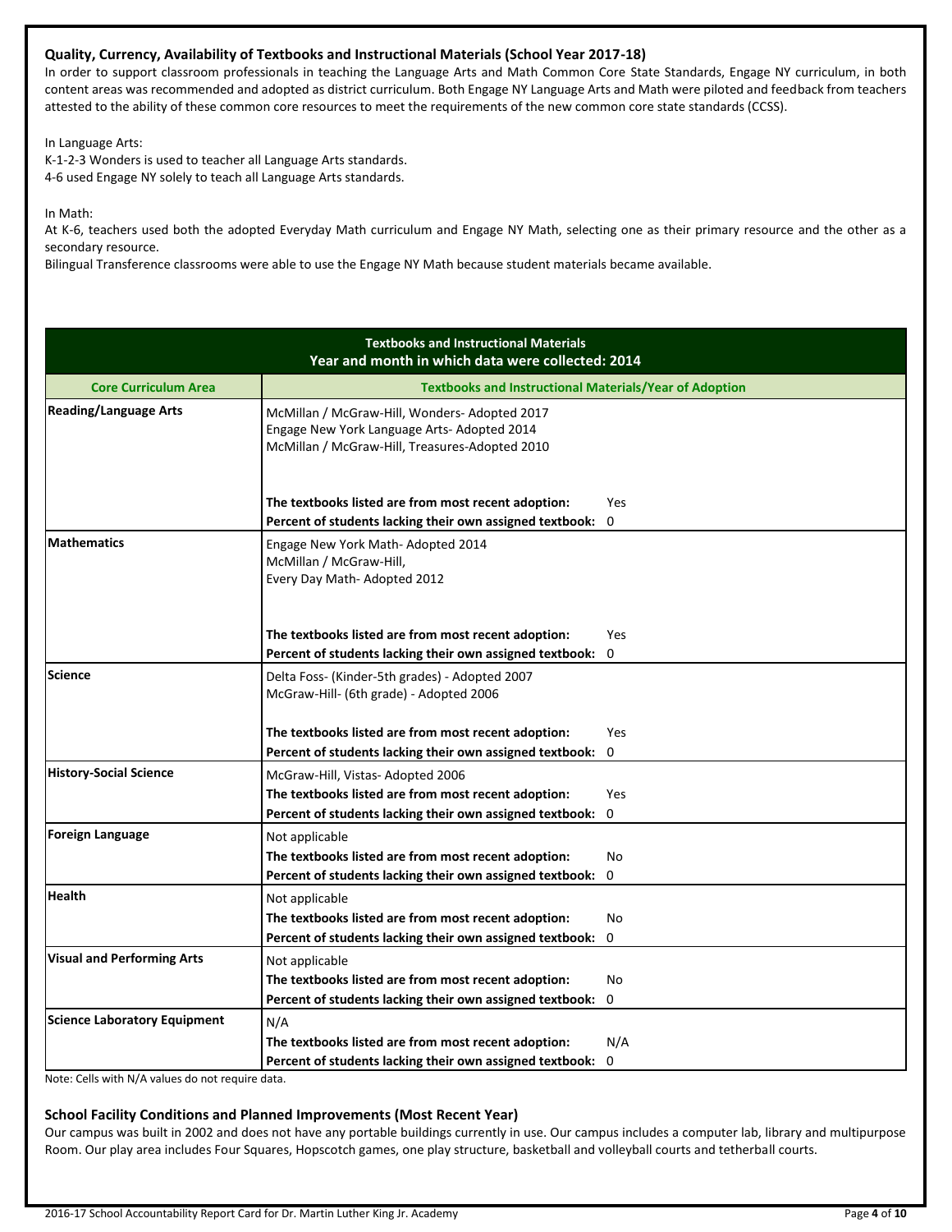### Quality, Currency, Availability of Textbooks and Instructional Materials (School Year 2017-18)

In order to support classroom professionals in teaching the Language Arts and Math Common Core State Standards, Engage NY curriculum, in both content areas was recommended and adopted as district curriculum. Both Engage NY Language Arts and Math were piloted and feedback from teachers attested to the ability of these common core resources to meet the requirements of the new common core state standards (CCSS).

In Language Arts:
K-1-2-3 Wonders is used to teacher all Language Arts standards.
4-6 used Engage NY solely to teach all Language Arts standards.

In Math:
At K-6, teachers used both the adopted Everyday Math curriculum and Engage NY Math, selecting one as their primary resource and the other as a secondary resource.
Bilingual Transference classrooms were able to use the Engage NY Math because student materials became available.

| Textbooks and Instructional Materials<br>Year and month in which data were collected: 2014 | | |
|---|---|---|
| **Core Curriculum Area** | **Textbooks and Instructional Materials/Year of Adoption** | |
| **Reading/Language Arts** | McMillan / McGraw-Hill, Wonders- Adopted 2017<br>Engage New York Language Arts- Adopted 2014<br>McMillan / McGraw-Hill, Treasures-Adopted 2010 | |
| | **The textbooks listed are from most recent adoption:** | Yes |
| | **Percent of students lacking their own assigned textbook:** | 0 |
| **Mathematics** | Engage New York Math- Adopted 2014<br>McMillan / McGraw-Hill,<br>Every Day Math- Adopted 2012 | |
| | **The textbooks listed are from most recent adoption:** | Yes |
| | **Percent of students lacking their own assigned textbook:** | 0 |
| **Science** | Delta Foss- (Kinder-5th grades) - Adopted 2007<br>McGraw-Hill- (6th grade) - Adopted 2006 | |
| | **The textbooks listed are from most recent adoption:** | Yes |
| | **Percent of students lacking their own assigned textbook:** | 0 |
| **History-Social Science** | McGraw-Hill, Vistas- Adopted 2006 | |
| | **The textbooks listed are from most recent adoption:** | Yes |
| | **Percent of students lacking their own assigned textbook:** | 0 |
| **Foreign Language** | Not applicable | |
| | **The textbooks listed are from most recent adoption:** | No |
| | **Percent of students lacking their own assigned textbook:** | 0 |
| **Health** | Not applicable | |
| | **The textbooks listed are from most recent adoption:** | No |
| | **Percent of students lacking their own assigned textbook:** | 0 |
| **Visual and Performing Arts** | Not applicable | |
| | **The textbooks listed are from most recent adoption:** | No |
| | **Percent of students lacking their own assigned textbook:** | 0 |
| **Science Laboratory Equipment** | N/A | |
| | **The textbooks listed are from most recent adoption:** | N/A |
| | **Percent of students lacking their own assigned textbook:** | 0 |

Note: Cells with N/A values do not require data.

### School Facility Conditions and Planned Improvements (Most Recent Year)

Our campus was built in 2002 and does not have any portable buildings currently in use. Our campus includes a computer lab, library and multipurpose Room. Our play area includes Four Squares, Hopscotch games, one play structure, basketball and volleyball courts and tetherball courts.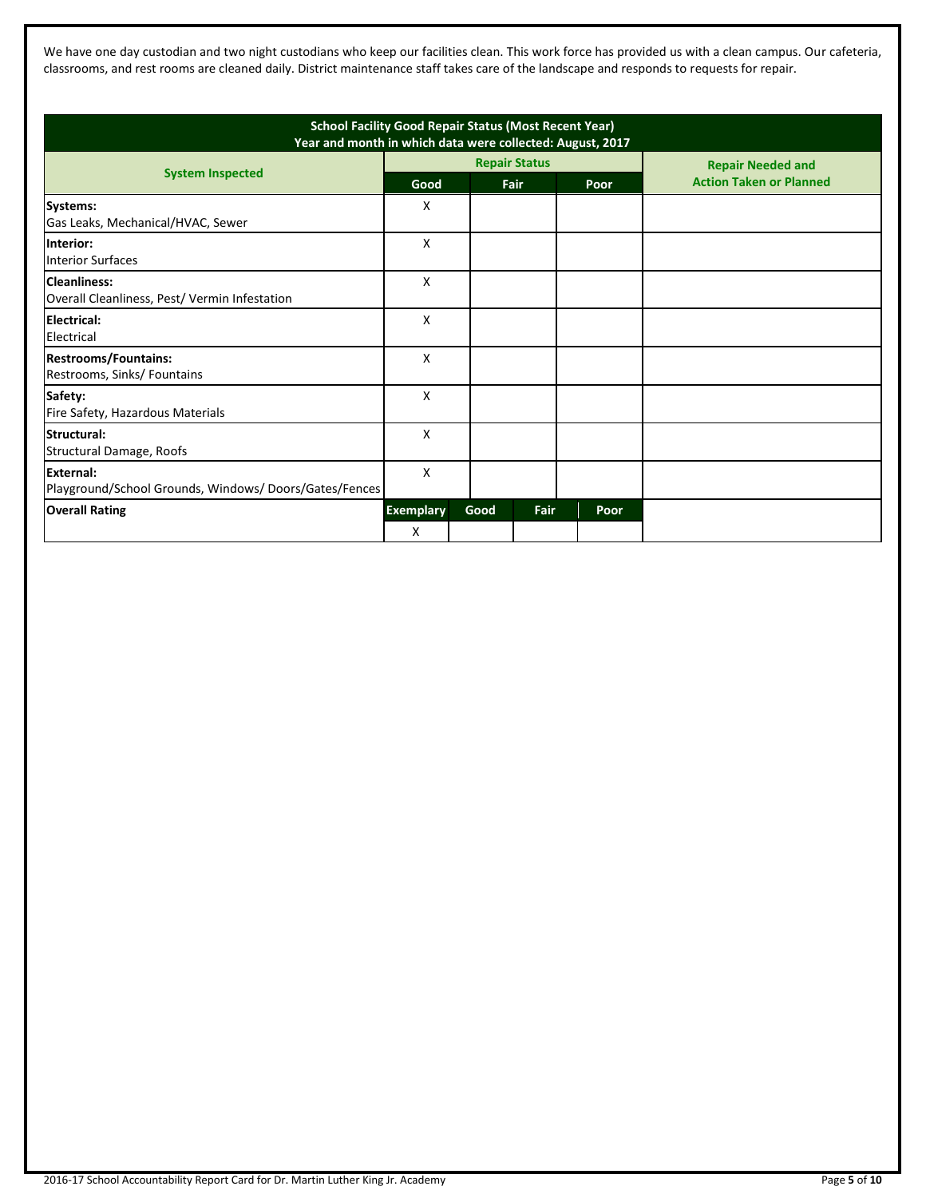We have one day custodian and two night custodians who keep our facilities clean. This work force has provided us with a clean campus. Our cafeteria, classrooms, and rest rooms are cleaned daily. District maintenance staff takes care of the landscape and responds to requests for repair.

**School Facility Good Repair Status (Most Recent Year)**
**Year and month in which data were collected: August, 2017**

| System Inspected | Repair Status | | | Repair Needed and Action Taken or Planned |
|---|---|---|---|---|
| | Good | Fair | Poor | |
| **Systems:** Gas Leaks, Mechanical/HVAC, Sewer | X | | | |
| **Interior:** Interior Surfaces | X | | | |
| **Cleanliness:** Overall Cleanliness, Pest/ Vermin Infestation | X | | | |
| **Electrical:** Electrical | X | | | |
| **Restrooms/Fountains:** Restrooms, Sinks/ Fountains | X | | | |
| **Safety:** Fire Safety, Hazardous Materials | X | | | |
| **Structural:** Structural Damage, Roofs | X | | | |
| **External:** Playground/School Grounds, Windows/ Doors/Gates/Fences | X | | | |

| Overall Rating | Exemplary | Good | Fair | Poor |
|---|---|---|---|---|
| | X | | | |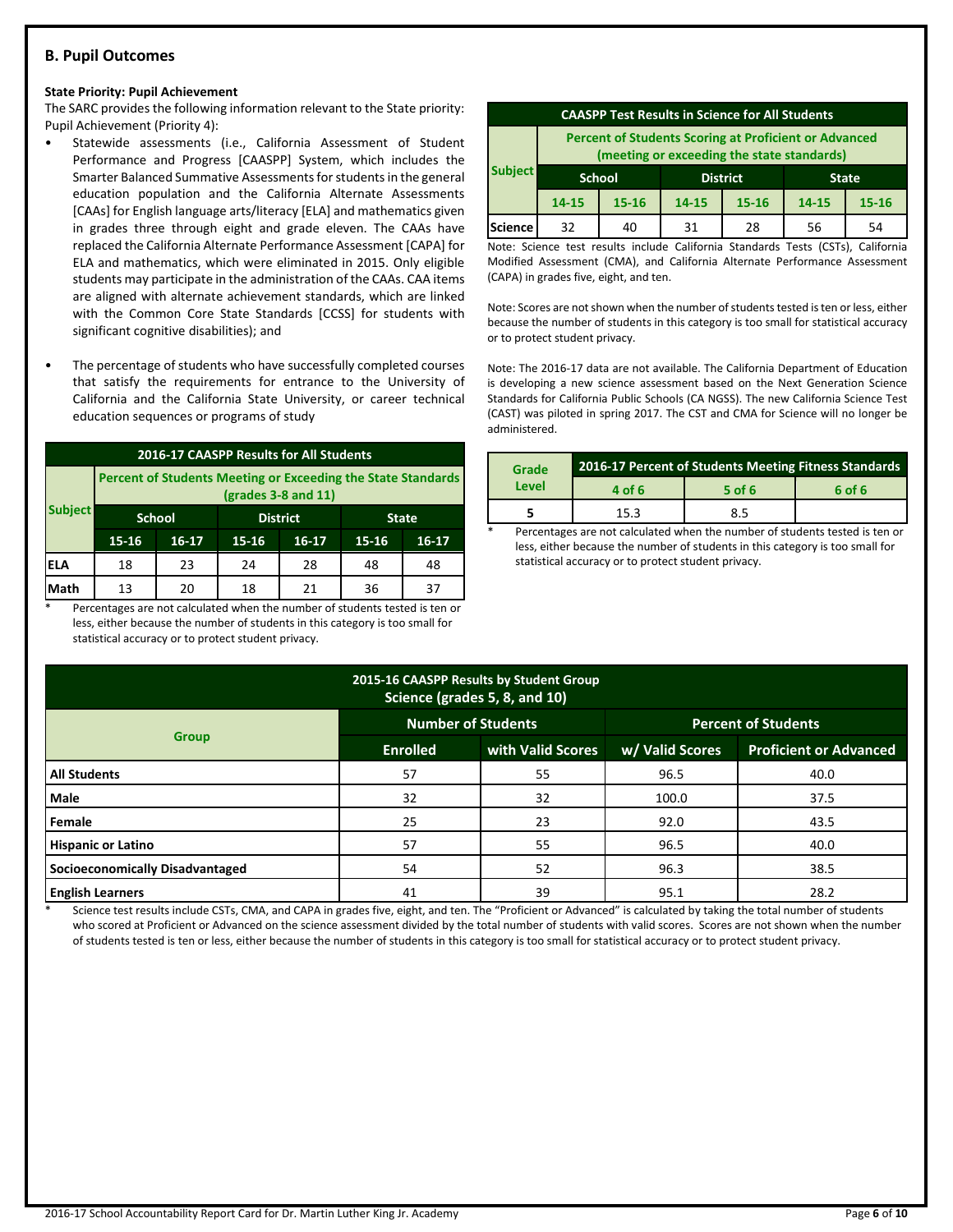## B. Pupil Outcomes

**State Priority: Pupil Achievement**

The SARC provides the following information relevant to the State priority: Pupil Achievement (Priority 4):

- Statewide assessments (i.e., California Assessment of Student Performance and Progress [CAASPP] System, which includes the Smarter Balanced Summative Assessments for students in the general education population and the California Alternate Assessments [CAAs] for English language arts/literacy [ELA] and mathematics given in grades three through eight and grade eleven. The CAAs have replaced the California Alternate Performance Assessment [CAPA] for ELA and mathematics, which were eliminated in 2015. Only eligible students may participate in the administration of the CAAs. CAA items are aligned with alternate achievement standards, which are linked with the Common Core State Standards [CCSS] for students with significant cognitive disabilities); and

- The percentage of students who have successfully completed courses that satisfy the requirements for entrance to the University of California and the California State University, or career technical education sequences or programs of study

**2016-17 CAASPP Results for All Students**

| Subject | Percent of Students Meeting or Exceeding the State Standards (grades 3-8 and 11) | | | | | |
|---|---|---|---|---|---|---|
| | School | | District | | State | |
| | 15-16 | 16-17 | 15-16 | 16-17 | 15-16 | 16-17 |
| ELA | 18 | 23 | 24 | 28 | 48 | 48 |
| Math | 13 | 20 | 18 | 21 | 36 | 37 |

\* Percentages are not calculated when the number of students tested is ten or less, either because the number of students in this category is too small for statistical accuracy or to protect student privacy.

**CAASPP Test Results in Science for All Students**

| Subject | Percent of Students Scoring at Proficient or Advanced (meeting or exceeding the state standards) | | | | | |
|---|---|---|---|---|---|---|
| | School | | District | | State | |
| | 14-15 | 15-16 | 14-15 | 15-16 | 14-15 | 15-16 |
| Science | 32 | 40 | 31 | 28 | 56 | 54 |

Note: Science test results include California Standards Tests (CSTs), California Modified Assessment (CMA), and California Alternate Performance Assessment (CAPA) in grades five, eight, and ten.

Note: Scores are not shown when the number of students tested is ten or less, either because the number of students in this category is too small for statistical accuracy or to protect student privacy.

Note: The 2016-17 data are not available. The California Department of Education is developing a new science assessment based on the Next Generation Science Standards for California Public Schools (CA NGSS). The new California Science Test (CAST) was piloted in spring 2017. The CST and CMA for Science will no longer be administered.

| Grade Level | 2016-17 Percent of Students Meeting Fitness Standards | | |
|---|---|---|---|
| | 4 of 6 | 5 of 6 | 6 of 6 |
| 5 | 15.3 | 8.5 | |

\* Percentages are not calculated when the number of students tested is ten or less, either because the number of students in this category is too small for statistical accuracy or to protect student privacy.

**2015-16 CAASPP Results by Student Group**
**Science (grades 5, 8, and 10)**

| Group | Number of Students | | Percent of Students | |
|---|---|---|---|---|
| | Enrolled | with Valid Scores | w/ Valid Scores | Proficient or Advanced |
| **All Students** | 57 | 55 | 96.5 | 40.0 |
| **Male** | 32 | 32 | 100.0 | 37.5 |
| **Female** | 25 | 23 | 92.0 | 43.5 |
| **Hispanic or Latino** | 57 | 55 | 96.5 | 40.0 |
| **Socioeconomically Disadvantaged** | 54 | 52 | 96.3 | 38.5 |
| **English Learners** | 41 | 39 | 95.1 | 28.2 |

\* Science test results include CSTs, CMA, and CAPA in grades five, eight, and ten. The "Proficient or Advanced" is calculated by taking the total number of students who scored at Proficient or Advanced on the science assessment divided by the total number of students with valid scores. Scores are not shown when the number of students tested is ten or less, either because the number of students in this category is too small for statistical accuracy or to protect student privacy.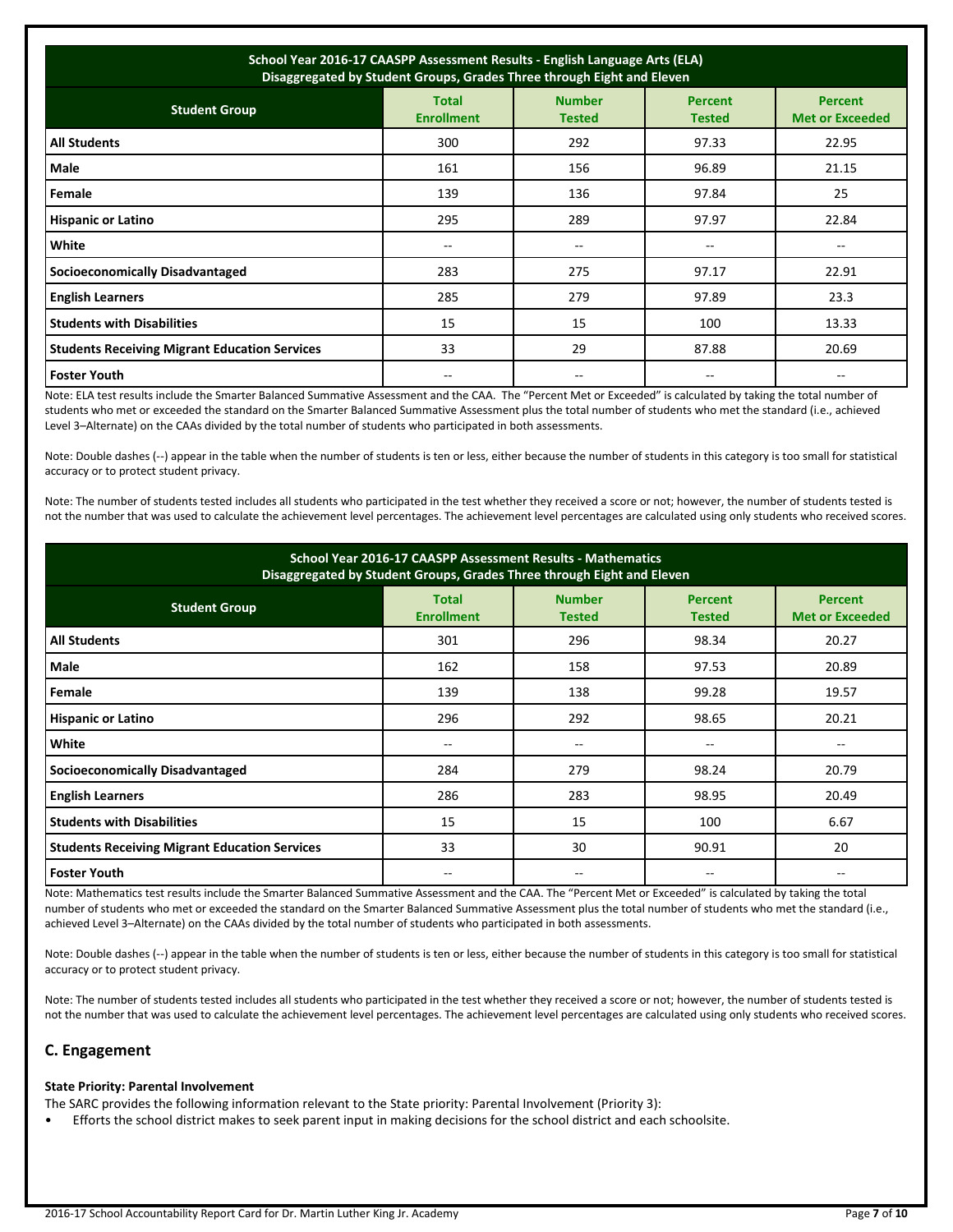| School Year 2016-17 CAASPP Assessment Results - English Language Arts (ELA) Disaggregated by Student Groups, Grades Three through Eight and Eleven | | | | |
|---|---|---|---|---|
| **Student Group** | **Total Enrollment** | **Number Tested** | **Percent Tested** | **Percent Met or Exceeded** |
| **All Students** | 300 | 292 | 97.33 | 22.95 |
| **Male** | 161 | 156 | 96.89 | 21.15 |
| **Female** | 139 | 136 | 97.84 | 25 |
| **Hispanic or Latino** | 295 | 289 | 97.97 | 22.84 |
| **White** | -- | -- | -- | -- |
| **Socioeconomically Disadvantaged** | 283 | 275 | 97.17 | 22.91 |
| **English Learners** | 285 | 279 | 97.89 | 23.3 |
| **Students with Disabilities** | 15 | 15 | 100 | 13.33 |
| **Students Receiving Migrant Education Services** | 33 | 29 | 87.88 | 20.69 |
| **Foster Youth** | -- | -- | -- | -- |

Note: ELA test results include the Smarter Balanced Summative Assessment and the CAA. The "Percent Met or Exceeded" is calculated by taking the total number of students who met or exceeded the standard on the Smarter Balanced Summative Assessment plus the total number of students who met the standard (i.e., achieved Level 3–Alternate) on the CAAs divided by the total number of students who participated in both assessments.

Note: Double dashes (--) appear in the table when the number of students is ten or less, either because the number of students in this category is too small for statistical accuracy or to protect student privacy.

Note: The number of students tested includes all students who participated in the test whether they received a score or not; however, the number of students tested is not the number that was used to calculate the achievement level percentages. The achievement level percentages are calculated using only students who received scores.

| School Year 2016-17 CAASPP Assessment Results - Mathematics Disaggregated by Student Groups, Grades Three through Eight and Eleven | | | | |
|---|---|---|---|---|
| **Student Group** | **Total Enrollment** | **Number Tested** | **Percent Tested** | **Percent Met or Exceeded** |
| **All Students** | 301 | 296 | 98.34 | 20.27 |
| **Male** | 162 | 158 | 97.53 | 20.89 |
| **Female** | 139 | 138 | 99.28 | 19.57 |
| **Hispanic or Latino** | 296 | 292 | 98.65 | 20.21 |
| **White** | -- | -- | -- | -- |
| **Socioeconomically Disadvantaged** | 284 | 279 | 98.24 | 20.79 |
| **English Learners** | 286 | 283 | 98.95 | 20.49 |
| **Students with Disabilities** | 15 | 15 | 100 | 6.67 |
| **Students Receiving Migrant Education Services** | 33 | 30 | 90.91 | 20 |
| **Foster Youth** | -- | -- | -- | -- |

Note: Mathematics test results include the Smarter Balanced Summative Assessment and the CAA. The "Percent Met or Exceeded" is calculated by taking the total number of students who met or exceeded the standard on the Smarter Balanced Summative Assessment plus the total number of students who met the standard (i.e., achieved Level 3–Alternate) on the CAAs divided by the total number of students who participated in both assessments.

Note: Double dashes (--) appear in the table when the number of students is ten or less, either because the number of students in this category is too small for statistical accuracy or to protect student privacy.

Note: The number of students tested includes all students who participated in the test whether they received a score or not; however, the number of students tested is not the number that was used to calculate the achievement level percentages. The achievement level percentages are calculated using only students who received scores.

## C. Engagement

**State Priority: Parental Involvement**

The SARC provides the following information relevant to the State priority: Parental Involvement (Priority 3):

- Efforts the school district makes to seek parent input in making decisions for the school district and each schoolsite.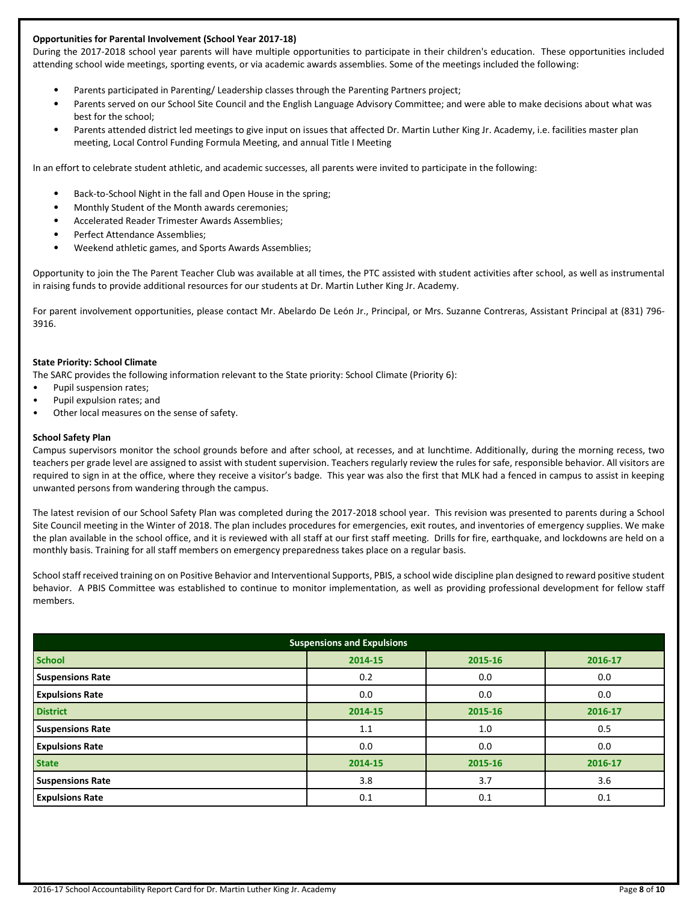**Opportunities for Parental Involvement (School Year 2017-18)**

During the 2017-2018 school year parents will have multiple opportunities to participate in their children's education. These opportunities included attending school wide meetings, sporting events, or via academic awards assemblies. Some of the meetings included the following:

- Parents participated in Parenting/ Leadership classes through the Parenting Partners project;
- Parents served on our School Site Council and the English Language Advisory Committee; and were able to make decisions about what was best for the school;
- Parents attended district led meetings to give input on issues that affected Dr. Martin Luther King Jr. Academy, i.e. facilities master plan meeting, Local Control Funding Formula Meeting, and annual Title I Meeting

In an effort to celebrate student athletic, and academic successes, all parents were invited to participate in the following:

- Back-to-School Night in the fall and Open House in the spring;
- Monthly Student of the Month awards ceremonies;
- Accelerated Reader Trimester Awards Assemblies;
- Perfect Attendance Assemblies;
- Weekend athletic games, and Sports Awards Assemblies;

Opportunity to join the The Parent Teacher Club was available at all times, the PTC assisted with student activities after school, as well as instrumental in raising funds to provide additional resources for our students at Dr. Martin Luther King Jr. Academy.

For parent involvement opportunities, please contact Mr. Abelardo De León Jr., Principal, or Mrs. Suzanne Contreras, Assistant Principal at (831) 796-3916.

**State Priority: School Climate**

The SARC provides the following information relevant to the State priority: School Climate (Priority 6):

- Pupil suspension rates;
- Pupil expulsion rates; and
- Other local measures on the sense of safety.

**School Safety Plan**

Campus supervisors monitor the school grounds before and after school, at recesses, and at lunchtime. Additionally, during the morning recess, two teachers per grade level are assigned to assist with student supervision. Teachers regularly review the rules for safe, responsible behavior. All visitors are required to sign in at the office, where they receive a visitor's badge. This year was also the first that MLK had a fenced in campus to assist in keeping unwanted persons from wandering through the campus.

The latest revision of our School Safety Plan was completed during the 2017-2018 school year. This revision was presented to parents during a School Site Council meeting in the Winter of 2018. The plan includes procedures for emergencies, exit routes, and inventories of emergency supplies. We make the plan available in the school office, and it is reviewed with all staff at our first staff meeting. Drills for fire, earthquake, and lockdowns are held on a monthly basis. Training for all staff members on emergency preparedness takes place on a regular basis.

School staff received training on on Positive Behavior and Interventional Supports, PBIS, a school wide discipline plan designed to reward positive student behavior. A PBIS Committee was established to continue to monitor implementation, as well as providing professional development for fellow staff members.

| Suspensions and Expulsions | | | |
|---|---|---|---|
| **School** | **2014-15** | **2015-16** | **2016-17** |
| Suspensions Rate | 0.2 | 0.0 | 0.0 |
| Expulsions Rate | 0.0 | 0.0 | 0.0 |
| **District** | **2014-15** | **2015-16** | **2016-17** |
| Suspensions Rate | 1.1 | 1.0 | 0.5 |
| Expulsions Rate | 0.0 | 0.0 | 0.0 |
| **State** | **2014-15** | **2015-16** | **2016-17** |
| Suspensions Rate | 3.8 | 3.7 | 3.6 |
| Expulsions Rate | 0.1 | 0.1 | 0.1 |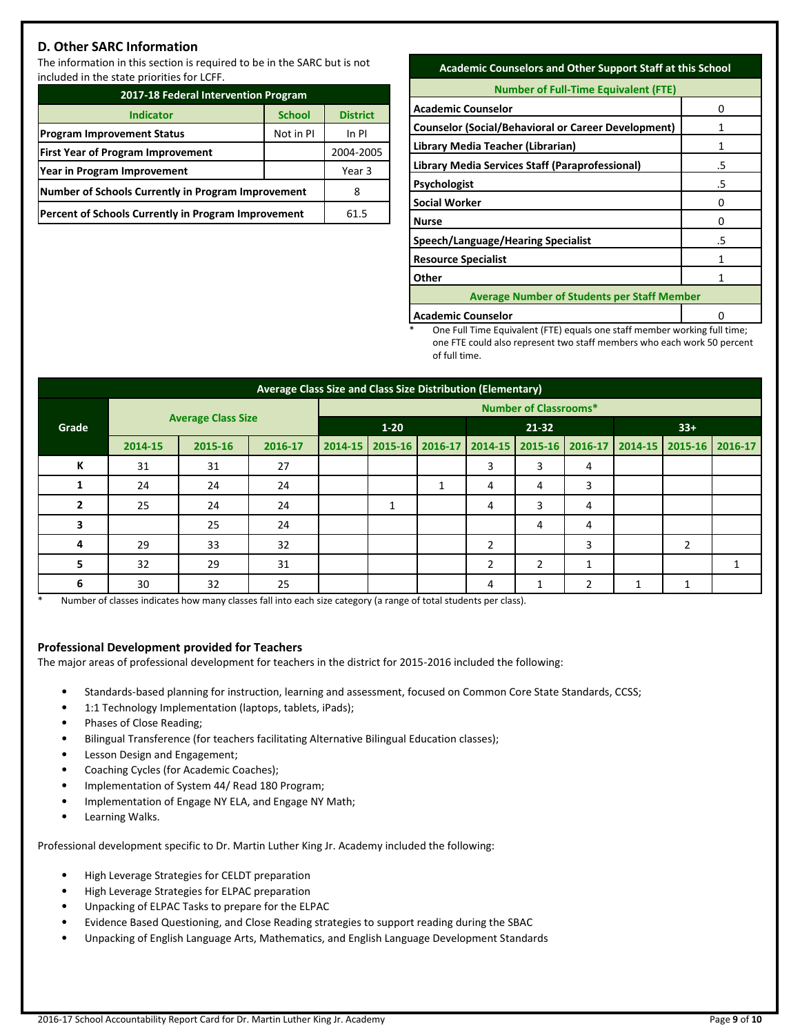## D. Other SARC Information

The information in this section is required to be in the SARC but is not included in the state priorities for LCFF.

| 2017-18 Federal Intervention Program | | |
|---|---|---|
| **Indicator** | **School** | **District** |
| **Program Improvement Status** | Not in PI | In PI |
| **First Year of Program Improvement** | | 2004-2005 |
| **Year in Program Improvement** | | Year 3 |
| **Number of Schools Currently in Program Improvement** | | 8 |
| **Percent of Schools Currently in Program Improvement** | | 61.5 |

| Academic Counselors and Other Support Staff at this School | |
|---|---|
| **Number of Full-Time Equivalent (FTE)** | |
| **Academic Counselor** | 0 |
| **Counselor (Social/Behavioral or Career Development)** | 1 |
| **Library Media Teacher (Librarian)** | 1 |
| **Library Media Services Staff (Paraprofessional)** | .5 |
| **Psychologist** | .5 |
| **Social Worker** | 0 |
| **Nurse** | 0 |
| **Speech/Language/Hearing Specialist** | .5 |
| **Resource Specialist** | 1 |
| **Other** | 1 |
| **Average Number of Students per Staff Member** | |
| **Academic Counselor** | 0 |

\* One Full Time Equivalent (FTE) equals one staff member working full time; one FTE could also represent two staff members who each work 50 percent of full time.

| Average Class Size and Class Size Distribution (Elementary) | | | | | | | | | | | | |
|---|---|---|---|---|---|---|---|---|---|---|---|---|
| **Grade** | **Average Class Size** | | | **Number of Classrooms*** | | | | | | | | |
| | | | | **1-20** | | | **21-32** | | | **33+** | | |
| | **2014-15** | **2015-16** | **2016-17** | **2014-15** | **2015-16** | **2016-17** | **2014-15** | **2015-16** | **2016-17** | **2014-15** | **2015-16** | **2016-17** |
| **K** | 31 | 31 | 27 | | | | 3 | 3 | 4 | | | |
| **1** | 24 | 24 | 24 | | | 1 | 4 | 4 | 3 | | | |
| **2** | 25 | 24 | 24 | | 1 | | 4 | 3 | 4 | | | |
| **3** | | 25 | 24 | | | | | 4 | 4 | | | |
| **4** | 29 | 33 | 32 | | | | 2 | | 3 | | 2 | |
| **5** | 32 | 29 | 31 | | | | 2 | 2 | 1 | | | 1 |
| **6** | 30 | 32 | 25 | | | | 4 | 1 | 2 | 1 | 1 | |

\* Number of classes indicates how many classes fall into each size category (a range of total students per class).

### Professional Development provided for Teachers

The major areas of professional development for teachers in the district for 2015-2016 included the following:

- Standards-based planning for instruction, learning and assessment, focused on Common Core State Standards, CCSS;
- 1:1 Technology Implementation (laptops, tablets, iPads);
- Phases of Close Reading;
- Bilingual Transference (for teachers facilitating Alternative Bilingual Education classes);
- Lesson Design and Engagement;
- Coaching Cycles (for Academic Coaches);
- Implementation of System 44/ Read 180 Program;
- Implementation of Engage NY ELA, and Engage NY Math;
- Learning Walks.

Professional development specific to Dr. Martin Luther King Jr. Academy included the following:

- High Leverage Strategies for CELDT preparation
- High Leverage Strategies for ELPAC preparation
- Unpacking of ELPAC Tasks to prepare for the ELPAC
- Evidence Based Questioning, and Close Reading strategies to support reading during the SBAC
- Unpacking of English Language Arts, Mathematics, and English Language Development Standards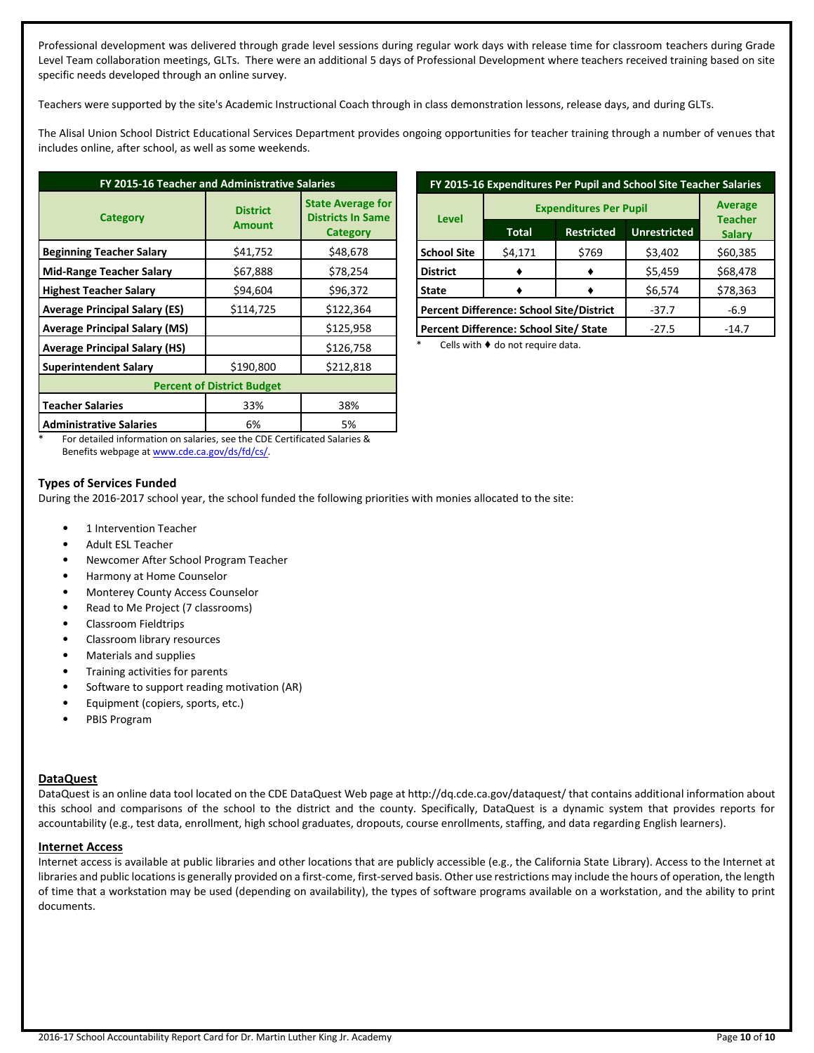Professional development was delivered through grade level sessions during regular work days with release time for classroom teachers during Grade Level Team collaboration meetings, GLTs. There were an additional 5 days of Professional Development where teachers received training based on site specific needs developed through an online survey.

Teachers were supported by the site's Academic Instructional Coach through in class demonstration lessons, release days, and during GLTs.

The Alisal Union School District Educational Services Department provides ongoing opportunities for teacher training through a number of venues that includes online, after school, as well as some weekends.

**FY 2015-16 Teacher and Administrative Salaries**

| Category | District Amount | State Average for Districts In Same Category |
|---|---|---|
| Beginning Teacher Salary | $41,752 | $48,678 |
| Mid-Range Teacher Salary | $67,888 | $78,254 |
| Highest Teacher Salary | $94,604 | $96,372 |
| Average Principal Salary (ES) | $114,725 | $122,364 |
| Average Principal Salary (MS) | | $125,958 |
| Average Principal Salary (HS) | | $126,758 |
| Superintendent Salary | $190,800 | $212,818 |
| **Percent of District Budget** | | |
| Teacher Salaries | 33% | 38% |
| Administrative Salaries | 6% | 5% |

\* For detailed information on salaries, see the CDE Certificated Salaries & Benefits webpage at www.cde.ca.gov/ds/fd/cs/.

**FY 2015-16 Expenditures Per Pupil and School Site Teacher Salaries**

| Level | Expenditures Per Pupil | | | Average Teacher Salary |
|---|---|---|---|---|
| | Total | Restricted | Unrestricted | |
| School Site | $4,171 | $769 | $3,402 | $60,385 |
| District | ♦ | ♦ | $5,459 | $68,478 |
| State | ♦ | ♦ | $6,574 | $78,363 |
| Percent Difference: School Site/District | | | -37.7 | -6.9 |
| Percent Difference: School Site/ State | | | -27.5 | -14.7 |

\* Cells with ♦ do not require data.

### Types of Services Funded

During the 2016-2017 school year, the school funded the following priorities with monies allocated to the site:

- 1 Intervention Teacher
- Adult ESL Teacher
- Newcomer After School Program Teacher
- Harmony at Home Counselor
- Monterey County Access Counselor
- Read to Me Project (7 classrooms)
- Classroom Fieldtrips
- Classroom library resources
- Materials and supplies
- Training activities for parents
- Software to support reading motivation (AR)
- Equipment (copiers, sports, etc.)
- PBIS Program

### DataQuest

DataQuest is an online data tool located on the CDE DataQuest Web page at http://dq.cde.ca.gov/dataquest/ that contains additional information about this school and comparisons of the school to the district and the county. Specifically, DataQuest is a dynamic system that provides reports for accountability (e.g., test data, enrollment, high school graduates, dropouts, course enrollments, staffing, and data regarding English learners).

### Internet Access

Internet access is available at public libraries and other locations that are publicly accessible (e.g., the California State Library). Access to the Internet at libraries and public locations is generally provided on a first-come, first-served basis. Other use restrictions may include the hours of operation, the length of time that a workstation may be used (depending on availability), the types of software programs available on a workstation, and the ability to print documents.